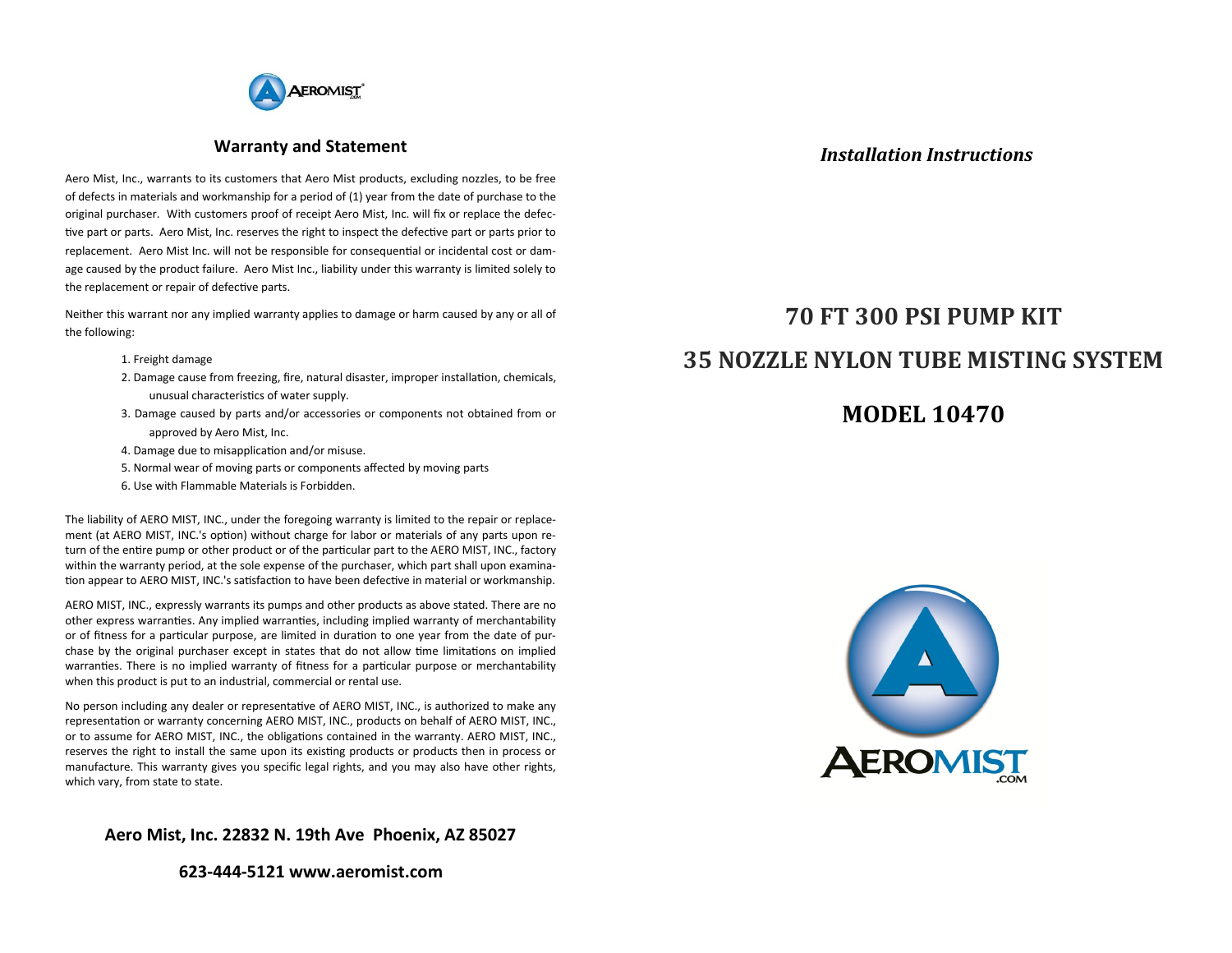## Warranty and Statement

Aero Mist, Inc., warrants to its customers that Aero Mist products, excluding nozzles, to be free of defects in materials and workmanship for a period of (1) year from the date of purchase to the original purchaser. With customers proof of receipt Aero Mist, Inc. will fix or replace the defective part or parts. Aero Mist, Inc. reserves the right to inspect the defective part or parts prior to replacement. Aero Mist Inc. will not be responsible for consequential or incidental cost or damage caused by the product failure. Aero Mist Inc., liability under this warranty is limited solely to the replacement or repair of defective parts.

Neither this warrant nor any implied warranty applies to damage or harm caused by any or all of the following:

1. Freight damage
2. Damage cause from freezing, fire, natural disaster, improper installation, chemicals, unusual characteristics of water supply.
3. Damage caused by parts and/or accessories or components not obtained from or approved by Aero Mist, Inc.
4. Damage due to misapplication and/or misuse.
5. Normal wear of moving parts or components affected by moving parts
6. Use with Flammable Materials is Forbidden.

The liability of AERO MIST, INC., under the foregoing warranty is limited to the repair or replacement (at AERO MIST, INC.'s option) without charge for labor or materials of any parts upon return of the entire pump or other product or of the particular part to the AERO MIST, INC., factory within the warranty period, at the sole expense of the purchaser, which part shall upon examination appear to AERO MIST, INC.'s satisfaction to have been defective in material or workmanship.

AERO MIST, INC., expressly warrants its pumps and other products as above stated. There are no other express warranties. Any implied warranties, including implied warranty of merchantability or of fitness for a particular purpose, are limited in duration to one year from the date of purchase by the original purchaser except in states that do not allow time limitations on implied warranties. There is no implied warranty of fitness for a particular purpose or merchantability when this product is put to an industrial, commercial or rental use.

No person including any dealer or representative of AERO MIST, INC., is authorized to make any representation or warranty concerning AERO MIST, INC., products on behalf of AERO MIST, INC., or to assume for AERO MIST, INC., the obligations contained in the warranty. AERO MIST, INC., reserves the right to install the same upon its existing products or products then in process or manufacture. This warranty gives you specific legal rights, and you may also have other rights, which vary, from state to state.

**Aero Mist, Inc. 22832 N. 19th Ave Phoenix, AZ 85027**

**623-444-5121 www.aeromist.com**

*Installation Instructions*

# 70 FT 300 PSI PUMP KIT

# 35 NOZZLE NYLON TUBE MISTING SYSTEM

# MODEL 10470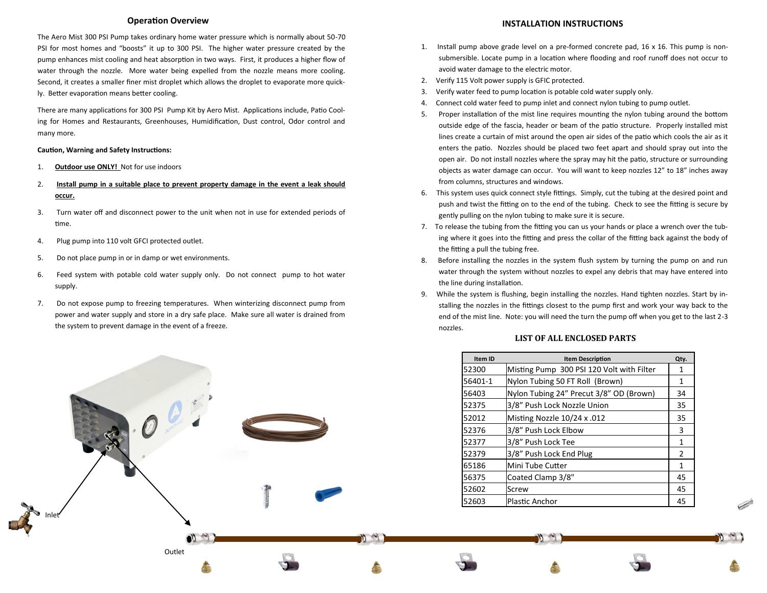## Operation Overview

The Aero Mist 300 PSI Pump takes ordinary home water pressure which is normally about 50-70 PSI for most homes and "boosts" it up to 300 PSI. The higher water pressure created by the pump enhances mist cooling and heat absorption in two ways. First, it produces a higher flow of water through the nozzle. More water being expelled from the nozzle means more cooling. Second, it creates a smaller finer mist droplet which allows the droplet to evaporate more quickly. Better evaporation means better cooling.

There are many applications for 300 PSI Pump Kit by Aero Mist. Applications include, Patio Cooling for Homes and Restaurants, Greenhouses, Humidification, Dust control, Odor control and many more.

**Caution, Warning and Safety Instructions:**

1. **Outdoor use ONLY!** Not for use indoors
2. **Install pump in a suitable place to prevent property damage in the event a leak should occur.**
3. Turn water off and disconnect power to the unit when not in use for extended periods of time.
4. Plug pump into 110 volt GFCI protected outlet.
5. Do not place pump in or in damp or wet environments.
6. Feed system with potable cold water supply only. Do not connect pump to hot water supply.
7. Do not expose pump to freezing temperatures. When winterizing disconnect pump from power and water supply and store in a dry safe place. Make sure all water is drained from the system to prevent damage in the event of a freeze.

Inlet

Outlet

## INSTALLATION INSTRUCTIONS

1. Install pump above grade level on a pre-formed concrete pad, 16 x 16. This pump is non-submersible. Locate pump in a location where flooding and roof runoff does not occur to avoid water damage to the electric motor.
2. Verify 115 Volt power supply is GFIC protected.
3. Verify water feed to pump location is potable cold water supply only.
4. Connect cold water feed to pump inlet and connect nylon tubing to pump outlet.
5. Proper installation of the mist line requires mounting the nylon tubing around the bottom outside edge of the fascia, header or beam of the patio structure. Properly installed mist lines create a curtain of mist around the open air sides of the patio which cools the air as it enters the patio. Nozzles should be placed two feet apart and should spray out into the open air. Do not install nozzles where the spray may hit the patio, structure or surrounding objects as water damage can occur. You will want to keep nozzles 12" to 18" inches away from columns, structures and windows.
6. This system uses quick connect style fittings. Simply, cut the tubing at the desired point and push and twist the fitting on to the end of the tubing. Check to see the fitting is secure by gently pulling on the nylon tubing to make sure it is secure.
7. To release the tubing from the fitting you can us your hands or place a wrench over the tubing where it goes into the fitting and press the collar of the fitting back against the body of the fitting a pull the tubing free.
8. Before installing the nozzles in the system flush system by turning the pump on and run water through the system without nozzles to expel any debris that may have entered into the line during installation.
9. While the system is flushing, begin installing the nozzles. Hand tighten nozzles. Start by installing the nozzles in the fittings closest to the pump first and work your way back to the end of the mist line. Note: you will need the turn the pump off when you get to the last 2-3 nozzles.

### LIST OF ALL ENCLOSED PARTS

| Item ID | Item Description | Qty. |
|---|---|---|
| 52300 | Misting Pump 300 PSI 120 Volt with Filter | 1 |
| 56401-1 | Nylon Tubing 50 FT Roll (Brown) | 1 |
| 56403 | Nylon Tubing 24" Precut 3/8" OD (Brown) | 34 |
| 52375 | 3/8" Push Lock Nozzle Union | 35 |
| 52012 | Misting Nozzle 10/24 x .012 | 35 |
| 52376 | 3/8" Push Lock Elbow | 3 |
| 52377 | 3/8" Push Lock Tee | 1 |
| 52379 | 3/8" Push Lock End Plug | 2 |
| 65186 | Mini Tube Cutter | 1 |
| 56375 | Coated Clamp 3/8" | 45 |
| 52602 | Screw | 45 |
| 52603 | Plastic Anchor | 45 |